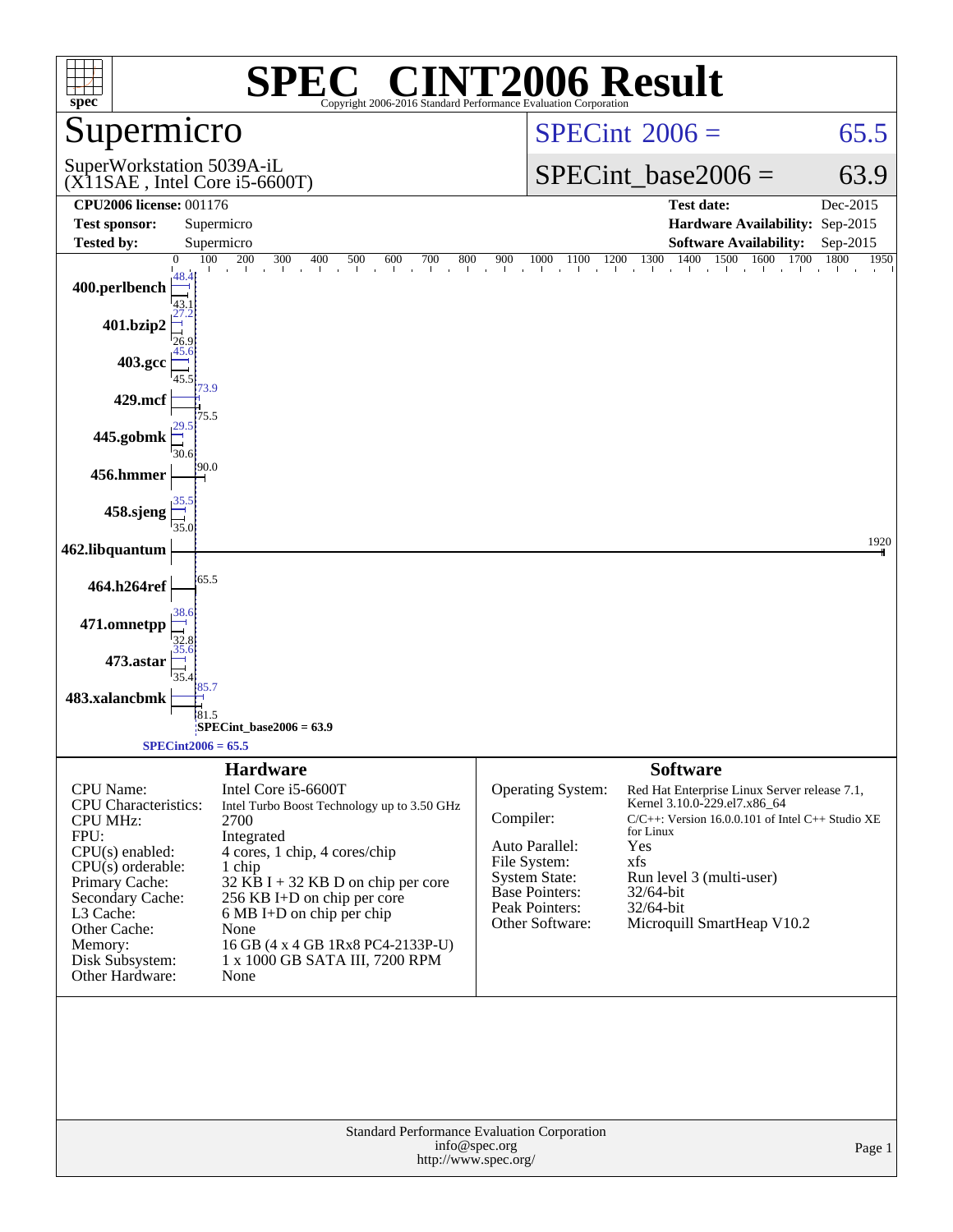# SPEC CINT2006 Result

Copyright 2006-2016 Standard Performance Evaluation Corporation

## Supermicro

SuperWorkstation 5039A-iL
(X11SAE , Intel Core i5-6600T)

SPECint 2006 = 65.5

SPECint_base2006 = 63.9

| | | | |
|---|---|---|---|
| **CPU2006 license:** 001176 | | **Test date:** | Dec-2015 |
| **Test sponsor:** | Supermicro | **Hardware Availability:** | Sep-2015 |
| **Tested by:** | Supermicro | **Software Availability:** | Sep-2015 |

| Benchmark | Peak | Base |
|---|---|---|
| 400.perlbench | 48.4 | 43.1 |
| 401.bzip2 | 27.2 | 26.9 |
| 403.gcc | 45.6 | 45.5 |
| 429.mcf | 73.9 | 75.5 |
| 445.gobmk | 29.5 | 30.6 |
| 456.hmmer | | 90.0 |
| 458.sjeng | 35.5 | 35.0 |
| 462.libquantum | | 1920 |
| 464.h264ref | | 65.5 |
| 471.omnetpp | 38.6 | 32.8 |
| 473.astar | 35.6 | 35.4 |
| 483.xalancbmk | 85.7 | 81.5 |

SPECint_base2006 = 63.9

SPECint2006 = 65.5

## Hardware

| | |
|---|---|
| CPU Name: | Intel Core i5-6600T |
| CPU Characteristics: | Intel Turbo Boost Technology up to 3.50 GHz |
| CPU MHz: | 2700 |
| FPU: | Integrated |
| CPU(s) enabled: | 4 cores, 1 chip, 4 cores/chip |
| CPU(s) orderable: | 1 chip |
| Primary Cache: | 32 KB I + 32 KB D on chip per core |
| Secondary Cache: | 256 KB I+D on chip per core |
| L3 Cache: | 6 MB I+D on chip per chip |
| Other Cache: | None |
| Memory: | 16 GB (4 x 4 GB 1Rx8 PC4-2133P-U) |
| Disk Subsystem: | 1 x 1000 GB SATA III, 7200 RPM |
| Other Hardware: | None |

## Software

| | |
|---|---|
| Operating System: | Red Hat Enterprise Linux Server release 7.1, Kernel 3.10.0-229.el7.x86_64 |
| Compiler: | C/C++: Version 16.0.0.101 of Intel C++ Studio XE for Linux |
| Auto Parallel: | Yes |
| File System: | xfs |
| System State: | Run level 3 (multi-user) |
| Base Pointers: | 32/64-bit |
| Peak Pointers: | 32/64-bit |
| Other Software: | Microquill SmartHeap V10.2 |

Standard Performance Evaluation Corporation
info@spec.org
http://www.spec.org/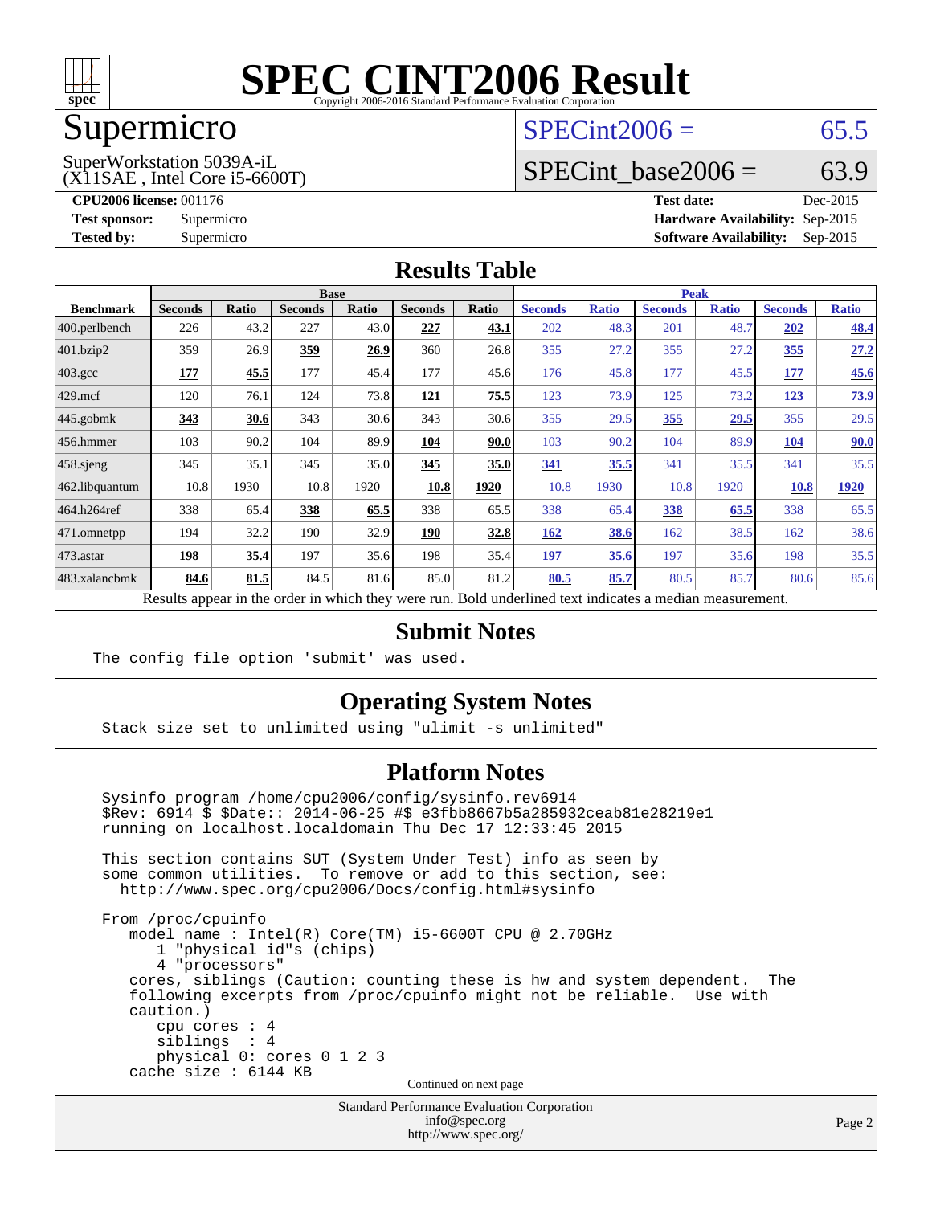# SPEC CINT2006 Result

Copyright 2006-2016 Standard Performance Evaluation Corporation

## Supermicro

SuperWorkstation 5039A-iL
(X11SAE , Intel Core i5-6600T)

SPECint2006 = 65.5

SPECint_base2006 = 63.9

**CPU2006 license:** 001176
**Test sponsor:** Supermicro
**Tested by:** Supermicro

**Test date:** Dec-2015
**Hardware Availability:** Sep-2015
**Software Availability:** Sep-2015

## Results Table

| Benchmark | Base | | | | | | Peak | | | | | |
|---|---|---|---|---|---|---|---|---|---|---|---|---|
| | Seconds | Ratio | Seconds | Ratio | Seconds | Ratio | Seconds | Ratio | Seconds | Ratio | Seconds | Ratio |
| 400.perlbench | 226 | 43.2 | 227 | 43.0 | **227** | **43.1** | 202 | 48.3 | 201 | 48.7 | **202** | **48.4** |
| 401.bzip2 | 359 | 26.9 | **359** | **26.9** | 360 | 26.8 | 355 | 27.2 | 355 | 27.2 | **355** | **27.2** |
| 403.gcc | **177** | **45.5** | 177 | 45.4 | 177 | 45.6 | 176 | 45.8 | 177 | 45.5 | **177** | **45.6** |
| 429.mcf | 120 | 76.1 | 124 | 73.8 | **121** | **75.5** | 123 | 73.9 | 125 | 73.2 | **123** | **73.9** |
| 445.gobmk | **343** | **30.6** | 343 | 30.6 | 343 | 30.6 | 355 | 29.5 | **355** | **29.5** | 355 | 29.5 |
| 456.hmmer | 103 | 90.2 | 104 | 89.9 | **104** | **90.0** | 103 | 90.2 | 104 | 89.9 | **104** | **90.0** |
| 458.sjeng | 345 | 35.1 | 345 | 35.0 | **345** | **35.0** | **341** | **35.5** | 341 | 35.5 | 341 | 35.5 |
| 462.libquantum | 10.8 | 1930 | 10.8 | 1920 | **10.8** | **1920** | 10.8 | 1930 | 10.8 | 1920 | **10.8** | **1920** |
| 464.h264ref | 338 | 65.4 | **338** | **65.5** | 338 | 65.5 | 338 | 65.4 | **338** | **65.5** | 338 | 65.5 |
| 471.omnetpp | 194 | 32.2 | 190 | 32.9 | **190** | **32.8** | **162** | **38.6** | 162 | 38.5 | 162 | 38.6 |
| 473.astar | **198** | **35.4** | 197 | 35.6 | 198 | 35.4 | **197** | **35.6** | 197 | 35.6 | 198 | 35.5 |
| 483.xalancbmk | **84.6** | **81.5** | 84.5 | 81.6 | 85.0 | 81.2 | **80.5** | **85.7** | 80.5 | 85.7 | 80.6 | 85.6 |

Results appear in the order in which they were run. Bold underlined text indicates a median measurement.

## Submit Notes

```
The config file option 'submit' was used.
```

## Operating System Notes

```
Stack size set to unlimited using "ulimit -s unlimited"
```

## Platform Notes

```
Sysinfo program /home/cpu2006/config/sysinfo.rev6914
$Rev: 6914 $ $Date:: 2014-06-25 #$ e3fbb8667b5a285932ceab81e28219e1
running on localhost.localdomain Thu Dec 17 12:33:45 2015

This section contains SUT (System Under Test) info as seen by
some common utilities.  To remove or add to this section, see:
  http://www.spec.org/cpu2006/Docs/config.html#sysinfo

From /proc/cpuinfo
   model name : Intel(R) Core(TM) i5-6600T CPU @ 2.70GHz
      1 "physical id"s (chips)
      4 "processors"
   cores, siblings (Caution: counting these is hw and system dependent.  The
   following excerpts from /proc/cpuinfo might not be reliable.  Use with
   caution.)
      cpu cores : 4
      siblings  : 4
      physical 0: cores 0 1 2 3
   cache size : 6144 KB
```

Continued on next page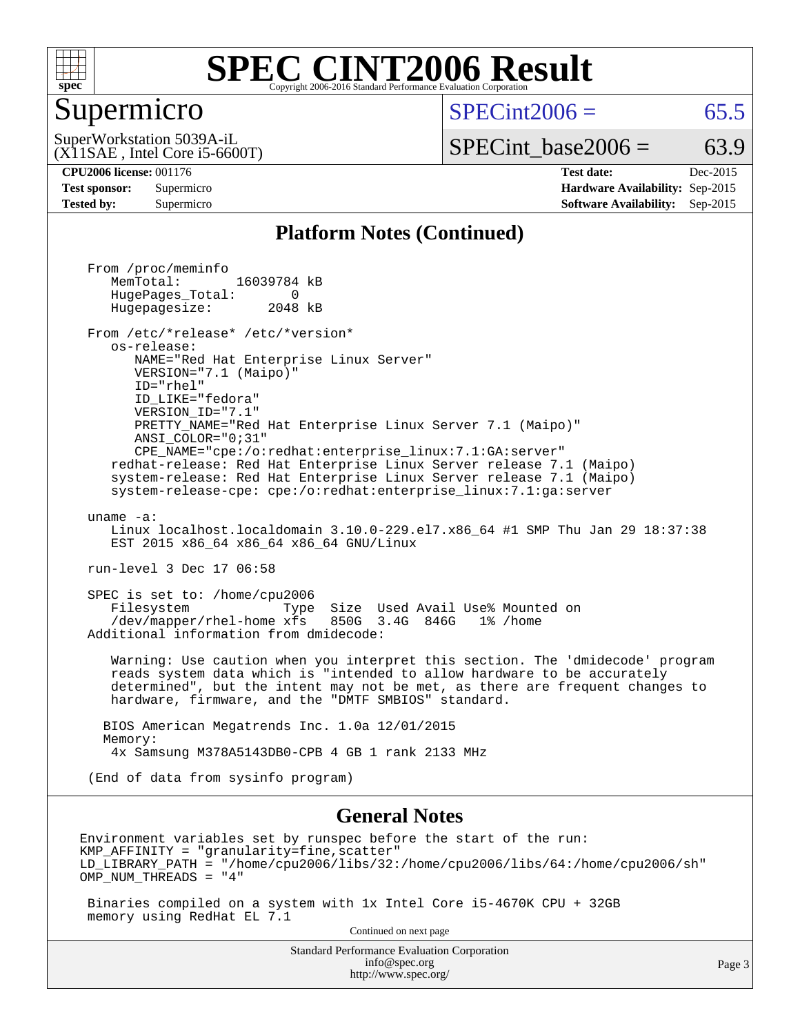# SPEC CINT2006 Result

## Supermicro

SuperWorkstation 5039A-iL
(X11SAE , Intel Core i5-6600T)

SPECint2006 = 65.5

SPECint_base2006 = 63.9

| | | | |
|---|---|---|---|
| **CPU2006 license:** | 001176 | **Test date:** | Dec-2015 |
| **Test sponsor:** | Supermicro | **Hardware Availability:** | Sep-2015 |
| **Tested by:** | Supermicro | **Software Availability:** | Sep-2015 |

### Platform Notes (Continued)

```
From /proc/meminfo
   MemTotal:       16039784 kB
   HugePages_Total:       0
   Hugepagesize:       2048 kB

From /etc/*release* /etc/*version*
   os-release:
      NAME="Red Hat Enterprise Linux Server"
      VERSION="7.1 (Maipo)"
      ID="rhel"
      ID_LIKE="fedora"
      VERSION_ID="7.1"
      PRETTY_NAME="Red Hat Enterprise Linux Server 7.1 (Maipo)"
      ANSI_COLOR="0;31"
      CPE_NAME="cpe:/o:redhat:enterprise_linux:7.1:GA:server"
   redhat-release: Red Hat Enterprise Linux Server release 7.1 (Maipo)
   system-release: Red Hat Enterprise Linux Server release 7.1 (Maipo)
   system-release-cpe: cpe:/o:redhat:enterprise_linux:7.1:ga:server

uname -a:
   Linux localhost.localdomain 3.10.0-229.el7.x86_64 #1 SMP Thu Jan 29 18:37:38
   EST 2015 x86_64 x86_64 x86_64 GNU/Linux

run-level 3 Dec 17 06:58

SPEC is set to: /home/cpu2006
   Filesystem            Type  Size  Used Avail Use% Mounted on
   /dev/mapper/rhel-home xfs   850G  3.4G  846G   1% /home
Additional information from dmidecode:

   Warning: Use caution when you interpret this section. The 'dmidecode' program
   reads system data which is "intended to allow hardware to be accurately
   determined", but the intent may not be met, as there are frequent changes to
   hardware, firmware, and the "DMTF SMBIOS" standard.

  BIOS American Megatrends Inc. 1.0a 12/01/2015
  Memory:
   4x Samsung M378A5143DB0-CPB 4 GB 1 rank 2133 MHz

(End of data from sysinfo program)
```

### General Notes

```
Environment variables set by runspec before the start of the run:
KMP_AFFINITY = "granularity=fine,scatter"
LD_LIBRARY_PATH = "/home/cpu2006/libs/32:/home/cpu2006/libs/64:/home/cpu2006/sh"
OMP_NUM_THREADS = "4"

 Binaries compiled on a system with 1x Intel Core i5-4670K CPU + 32GB
 memory using RedHat EL 7.1
```

Continued on next page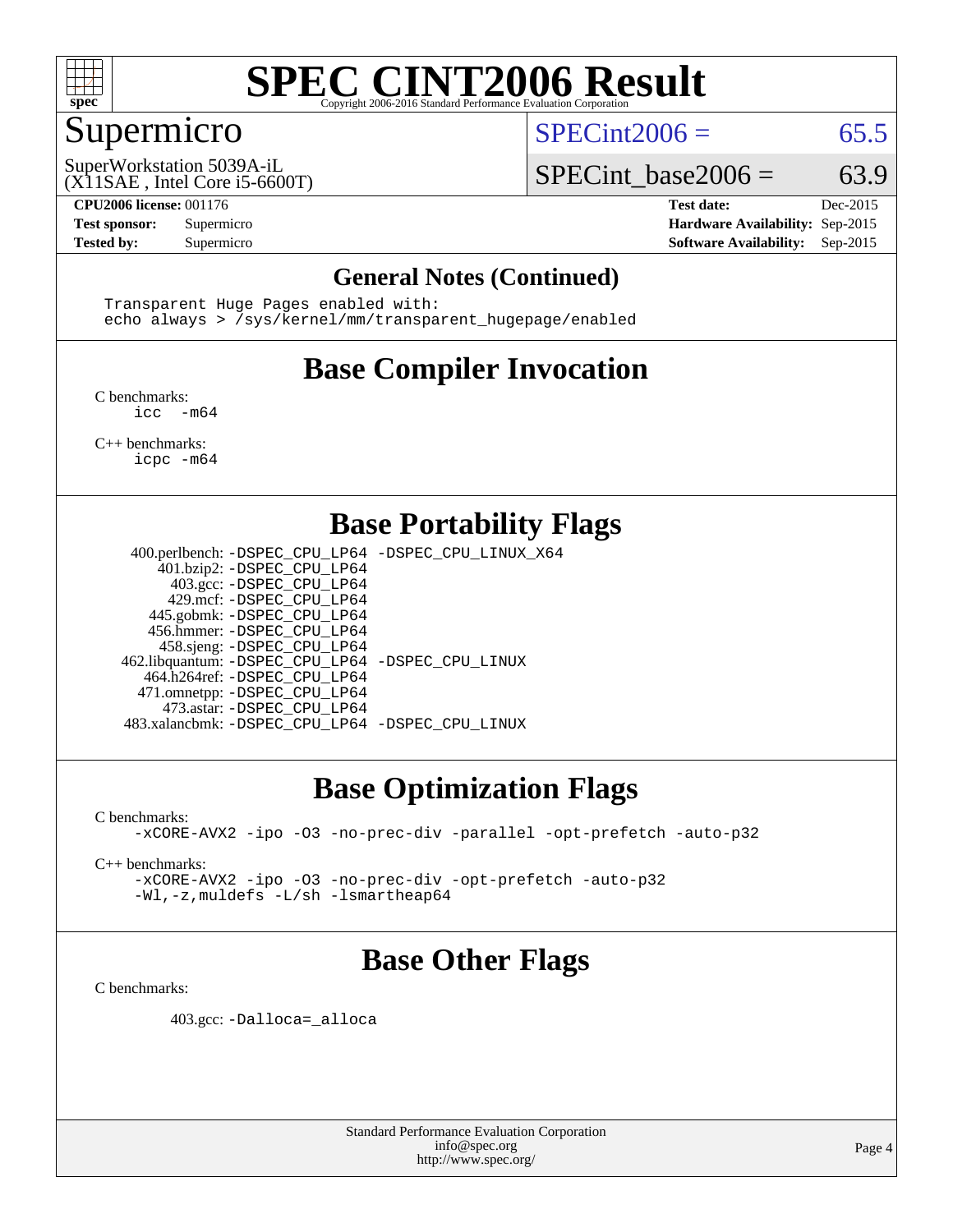# SPEC CINT2006 Result

Copyright 2006-2016 Standard Performance Evaluation Corporation

## Supermicro

SuperWorkstation 5039A-iL
(X11SAE , Intel Core i5-6600T)

SPECint2006 = 65.5

SPECint_base2006 = 63.9

| | | | |
|---|---|---|---|
| **CPU2006 license:** 001176 | | **Test date:** | Dec-2015 |
| **Test sponsor:** | Supermicro | **Hardware Availability:** | Sep-2015 |
| **Tested by:** | Supermicro | **Software Availability:** | Sep-2015 |

### General Notes (Continued)

```
Transparent Huge Pages enabled with:
echo always > /sys/kernel/mm/transparent_hugepage/enabled
```

## Base Compiler Invocation

C benchmarks:
```
icc  -m64
```

C++ benchmarks:
```
icpc -m64
```

## Base Portability Flags

| | |
|---|---|
| 400.perlbench: | -DSPEC_CPU_LP64 -DSPEC_CPU_LINUX_X64 |
| 401.bzip2: | -DSPEC_CPU_LP64 |
| 403.gcc: | -DSPEC_CPU_LP64 |
| 429.mcf: | -DSPEC_CPU_LP64 |
| 445.gobmk: | -DSPEC_CPU_LP64 |
| 456.hmmer: | -DSPEC_CPU_LP64 |
| 458.sjeng: | -DSPEC_CPU_LP64 |
| 462.libquantum: | -DSPEC_CPU_LP64 -DSPEC_CPU_LINUX |
| 464.h264ref: | -DSPEC_CPU_LP64 |
| 471.omnetpp: | -DSPEC_CPU_LP64 |
| 473.astar: | -DSPEC_CPU_LP64 |
| 483.xalancbmk: | -DSPEC_CPU_LP64 -DSPEC_CPU_LINUX |

## Base Optimization Flags

C benchmarks:
```
-xCORE-AVX2 -ipo -O3 -no-prec-div -parallel -opt-prefetch -auto-p32
```

C++ benchmarks:
```
-xCORE-AVX2 -ipo -O3 -no-prec-div -opt-prefetch -auto-p32
-Wl,-z,muldefs -L/sh -lsmartheap64
```

## Base Other Flags

C benchmarks:

403.gcc: -Dalloca=_alloca

Standard Performance Evaluation Corporation
info@spec.org
http://www.spec.org/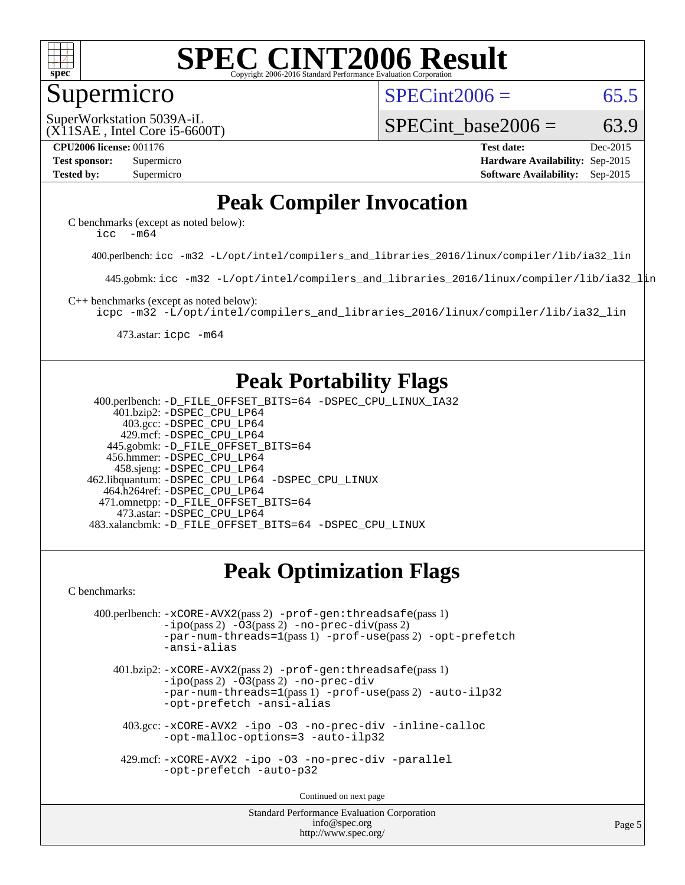# SPEC CINT2006 Result

Copyright 2006-2016 Standard Performance Evaluation Corporation

## Supermicro

SuperWorkstation 5039A-iL
(X11SAE , Intel Core i5-6600T)

SPECint2006 = 65.5

SPECint_base2006 = 63.9

| | | | |
|---|---|---|---|
| **CPU2006 license:** 001176 | | **Test date:** | Dec-2015 |
| **Test sponsor:** | Supermicro | **Hardware Availability:** | Sep-2015 |
| **Tested by:** | Supermicro | **Software Availability:** | Sep-2015 |

## Peak Compiler Invocation

C benchmarks (except as noted below):
`icc -m64`

400.perlbench: `icc -m32 -L/opt/intel/compilers_and_libraries_2016/linux/compiler/lib/ia32_lin`

445.gobmk: `icc -m32 -L/opt/intel/compilers_and_libraries_2016/linux/compiler/lib/ia32_lin`

C++ benchmarks (except as noted below):
`icpc -m32 -L/opt/intel/compilers_and_libraries_2016/linux/compiler/lib/ia32_lin`

473.astar: `icpc -m64`

## Peak Portability Flags

400.perlbench: `-D_FILE_OFFSET_BITS=64 -DSPEC_CPU_LINUX_IA32`
401.bzip2: `-DSPEC_CPU_LP64`
403.gcc: `-DSPEC_CPU_LP64`
429.mcf: `-DSPEC_CPU_LP64`
445.gobmk: `-D_FILE_OFFSET_BITS=64`
456.hmmer: `-DSPEC_CPU_LP64`
458.sjeng: `-DSPEC_CPU_LP64`
462.libquantum: `-DSPEC_CPU_LP64 -DSPEC_CPU_LINUX`
464.h264ref: `-DSPEC_CPU_LP64`
471.omnetpp: `-D_FILE_OFFSET_BITS=64`
473.astar: `-DSPEC_CPU_LP64`
483.xalancbmk: `-D_FILE_OFFSET_BITS=64 -DSPEC_CPU_LINUX`

## Peak Optimization Flags

C benchmarks:

400.perlbench: `-xCORE-AVX2`(pass 2) `-prof-gen:threadsafe`(pass 1) `-ipo`(pass 2) `-O3`(pass 2) `-no-prec-div`(pass 2) `-par-num-threads=1`(pass 1) `-prof-use`(pass 2) `-opt-prefetch` `-ansi-alias`

401.bzip2: `-xCORE-AVX2`(pass 2) `-prof-gen:threadsafe`(pass 1) `-ipo`(pass 2) `-O3`(pass 2) `-no-prec-div` `-par-num-threads=1`(pass 1) `-prof-use`(pass 2) `-auto-ilp32` `-opt-prefetch -ansi-alias`

403.gcc: `-xCORE-AVX2 -ipo -O3 -no-prec-div -inline-calloc -opt-malloc-options=3 -auto-ilp32`

429.mcf: `-xCORE-AVX2 -ipo -O3 -no-prec-div -parallel -opt-prefetch -auto-p32`

Continued on next page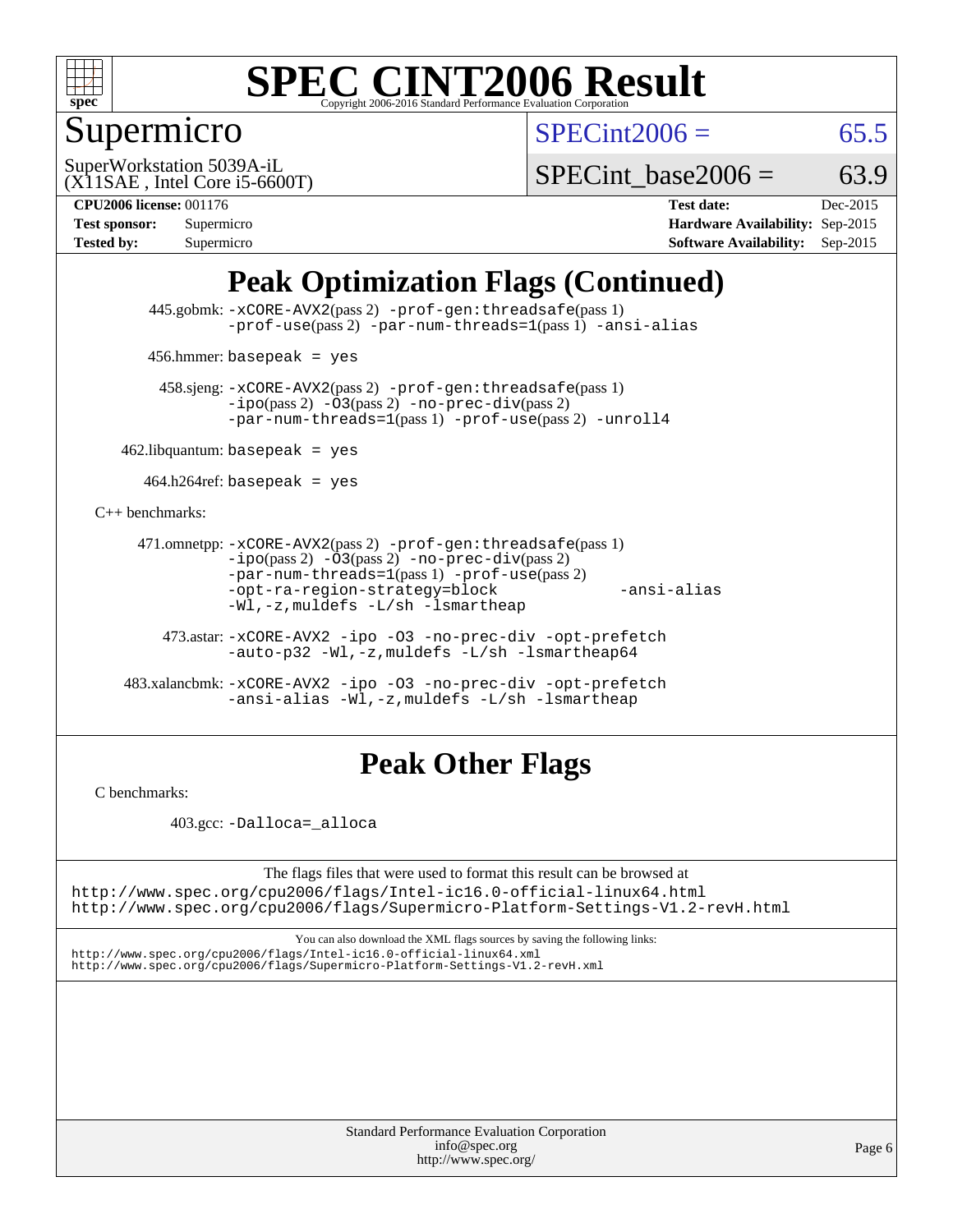# SPEC CINT2006 Result

Copyright 2006-2016 Standard Performance Evaluation Corporation

## Supermicro

SuperWorkstation 5039A-iL
(X11SAE , Intel Core i5-6600T)

SPECint2006 = 65.5

SPECint_base2006 = 63.9

| | | | |
|---|---|---|---|
| **CPU2006 license:** 001176 | | **Test date:** | Dec-2015 |
| **Test sponsor:** | Supermicro | **Hardware Availability:** | Sep-2015 |
| **Tested by:** | Supermicro | **Software Availability:** | Sep-2015 |

## Peak Optimization Flags (Continued)

445.gobmk: -xCORE-AVX2(pass 2) -prof-gen:threadsafe(pass 1) -prof-use(pass 2) -par-num-threads=1(pass 1) -ansi-alias

456.hmmer: basepeak = yes

458.sjeng: -xCORE-AVX2(pass 2) -prof-gen:threadsafe(pass 1) -ipo(pass 2) -O3(pass 2) -no-prec-div(pass 2) -par-num-threads=1(pass 1) -prof-use(pass 2) -unroll4

462.libquantum: basepeak = yes

464.h264ref: basepeak = yes

C++ benchmarks:

471.omnetpp: -xCORE-AVX2(pass 2) -prof-gen:threadsafe(pass 1) -ipo(pass 2) -O3(pass 2) -no-prec-div(pass 2) -par-num-threads=1(pass 1) -prof-use(pass 2) -opt-ra-region-strategy=block -ansi-alias -Wl,-z,muldefs -L/sh -lsmartheap

473.astar: -xCORE-AVX2 -ipo -O3 -no-prec-div -opt-prefetch -auto-p32 -Wl,-z,muldefs -L/sh -lsmartheap64

483.xalancbmk: -xCORE-AVX2 -ipo -O3 -no-prec-div -opt-prefetch -ansi-alias -Wl,-z,muldefs -L/sh -lsmartheap

## Peak Other Flags

C benchmarks:

403.gcc: -Dalloca=_alloca

The flags files that were used to format this result can be browsed at
http://www.spec.org/cpu2006/flags/Intel-ic16.0-official-linux64.html
http://www.spec.org/cpu2006/flags/Supermicro-Platform-Settings-V1.2-revH.html

You can also download the XML flags sources by saving the following links:
http://www.spec.org/cpu2006/flags/Intel-ic16.0-official-linux64.xml
http://www.spec.org/cpu2006/flags/Supermicro-Platform-Settings-V1.2-revH.xml

Standard Performance Evaluation Corporation
info@spec.org
http://www.spec.org/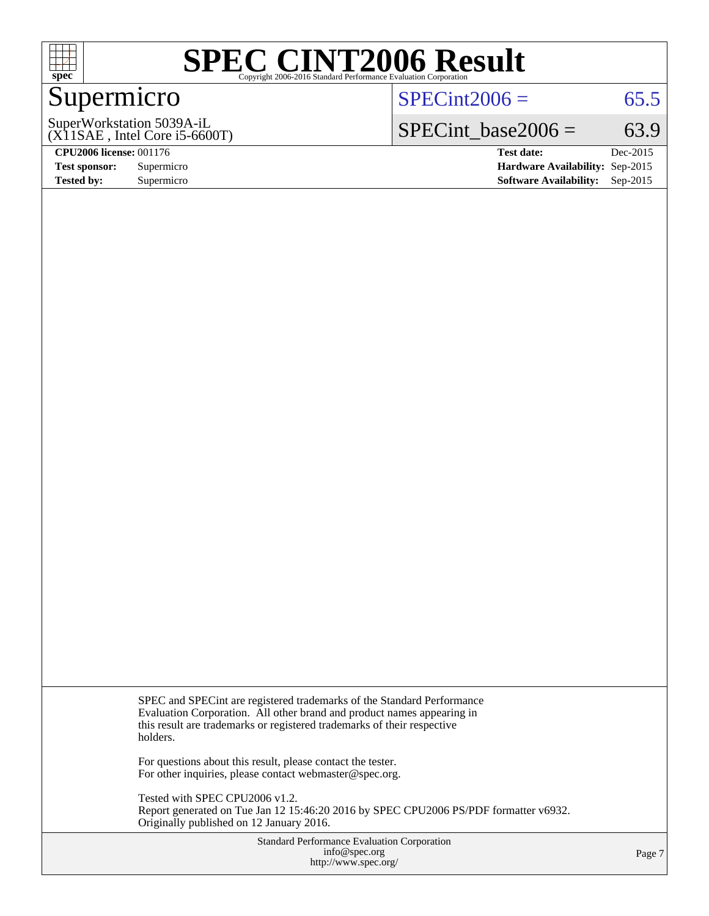SPEC and SPECint are registered trademarks of the Standard Performance Evaluation Corporation. All other brand and product names appearing in this result are trademarks or registered trademarks of their respective holders.

For questions about this result, please contact the tester.
For other inquiries, please contact webmaster@spec.org.

Tested with SPEC CPU2006 v1.2.
Report generated on Tue Jan 12 15:46:20 2016 by SPEC CPU2006 PS/PDF formatter v6932.
Originally published on 12 January 2016.